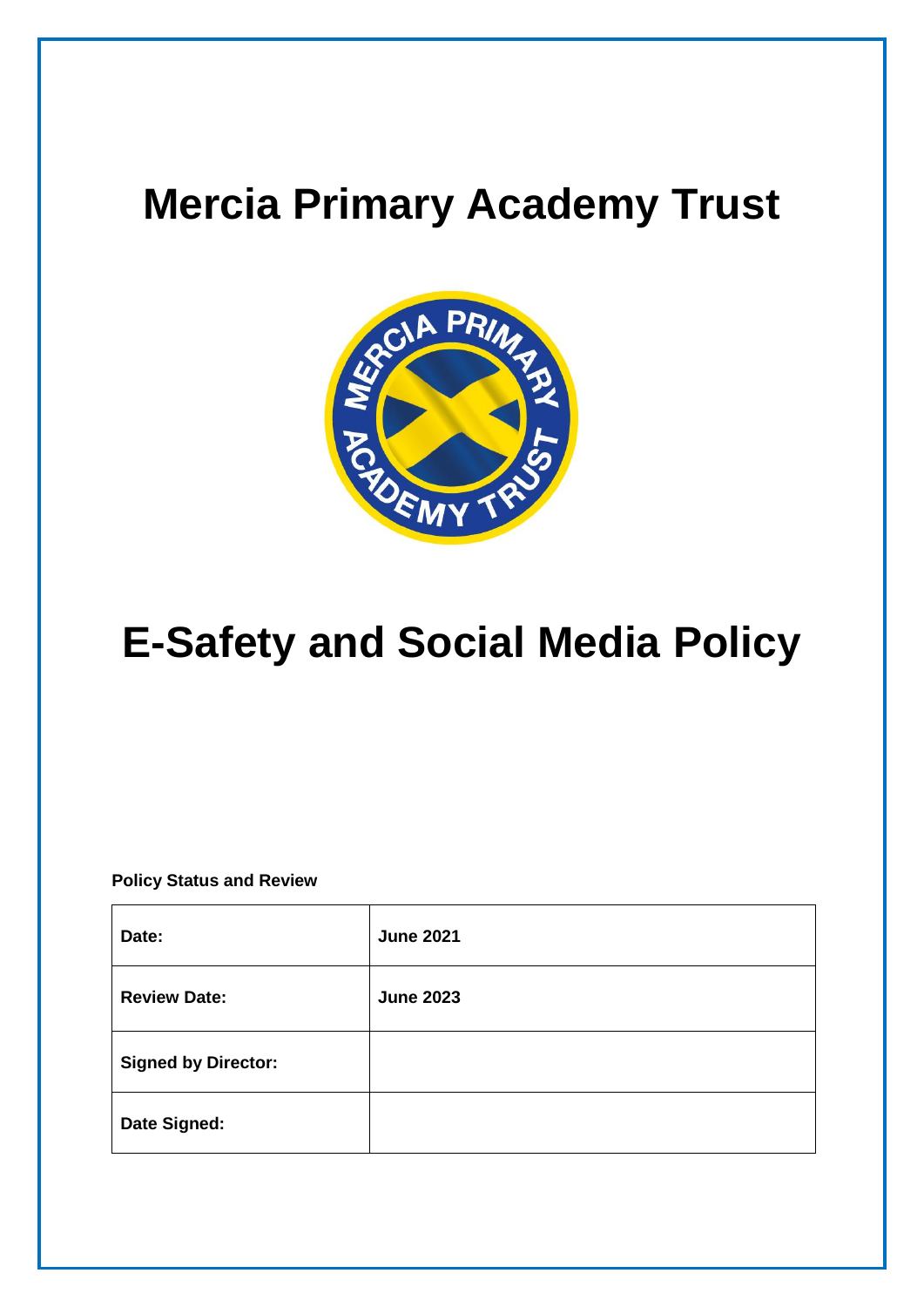# Mercia Primary Academy Trust

# E-Safety and Social Media Policy

**Policy Status and Review**

| **Date:** | **June 2021** |
|---|---|
| **Review Date:** | **June 2023** |
| **Signed by Director:** | |
| **Date Signed:** | |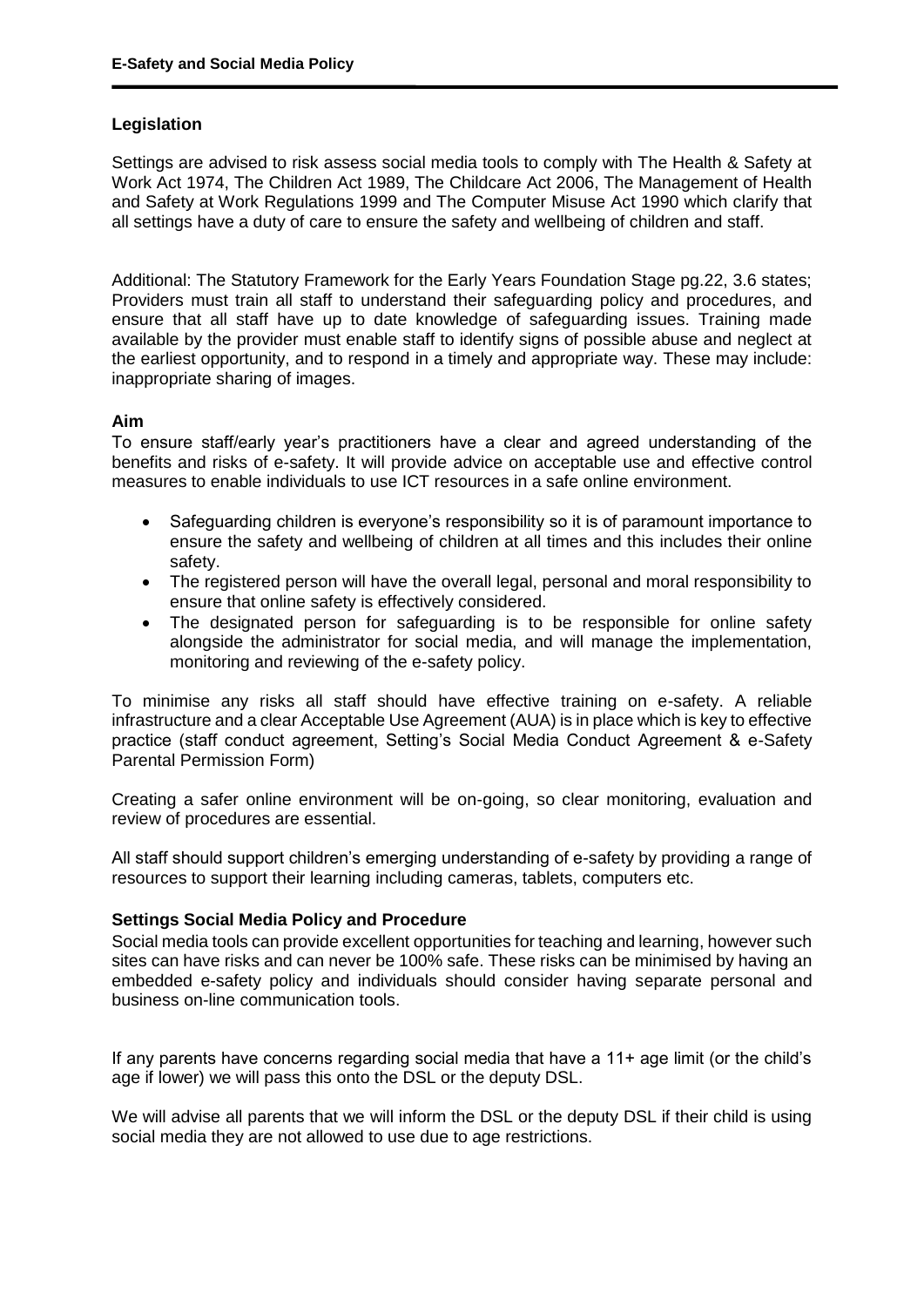### Legislation

Settings are advised to risk assess social media tools to comply with The Health & Safety at Work Act 1974, The Children Act 1989, The Childcare Act 2006, The Management of Health and Safety at Work Regulations 1999 and The Computer Misuse Act 1990 which clarify that all settings have a duty of care to ensure the safety and wellbeing of children and staff.

Additional: The Statutory Framework for the Early Years Foundation Stage pg.22, 3.6 states; Providers must train all staff to understand their safeguarding policy and procedures, and ensure that all staff have up to date knowledge of safeguarding issues. Training made available by the provider must enable staff to identify signs of possible abuse and neglect at the earliest opportunity, and to respond in a timely and appropriate way. These may include: inappropriate sharing of images.

### Aim

To ensure staff/early year's practitioners have a clear and agreed understanding of the benefits and risks of e-safety. It will provide advice on acceptable use and effective control measures to enable individuals to use ICT resources in a safe online environment.

- Safeguarding children is everyone's responsibility so it is of paramount importance to ensure the safety and wellbeing of children at all times and this includes their online safety.
- The registered person will have the overall legal, personal and moral responsibility to ensure that online safety is effectively considered.
- The designated person for safeguarding is to be responsible for online safety alongside the administrator for social media, and will manage the implementation, monitoring and reviewing of the e-safety policy.

To minimise any risks all staff should have effective training on e-safety. A reliable infrastructure and a clear Acceptable Use Agreement (AUA) is in place which is key to effective practice (staff conduct agreement, Setting's Social Media Conduct Agreement & e-Safety Parental Permission Form)

Creating a safer online environment will be on-going, so clear monitoring, evaluation and review of procedures are essential.

All staff should support children's emerging understanding of e-safety by providing a range of resources to support their learning including cameras, tablets, computers etc.

### Settings Social Media Policy and Procedure

Social media tools can provide excellent opportunities for teaching and learning, however such sites can have risks and can never be 100% safe. These risks can be minimised by having an embedded e-safety policy and individuals should consider having separate personal and business on-line communication tools.

If any parents have concerns regarding social media that have a 11+ age limit (or the child's age if lower) we will pass this onto the DSL or the deputy DSL.

We will advise all parents that we will inform the DSL or the deputy DSL if their child is using social media they are not allowed to use due to age restrictions.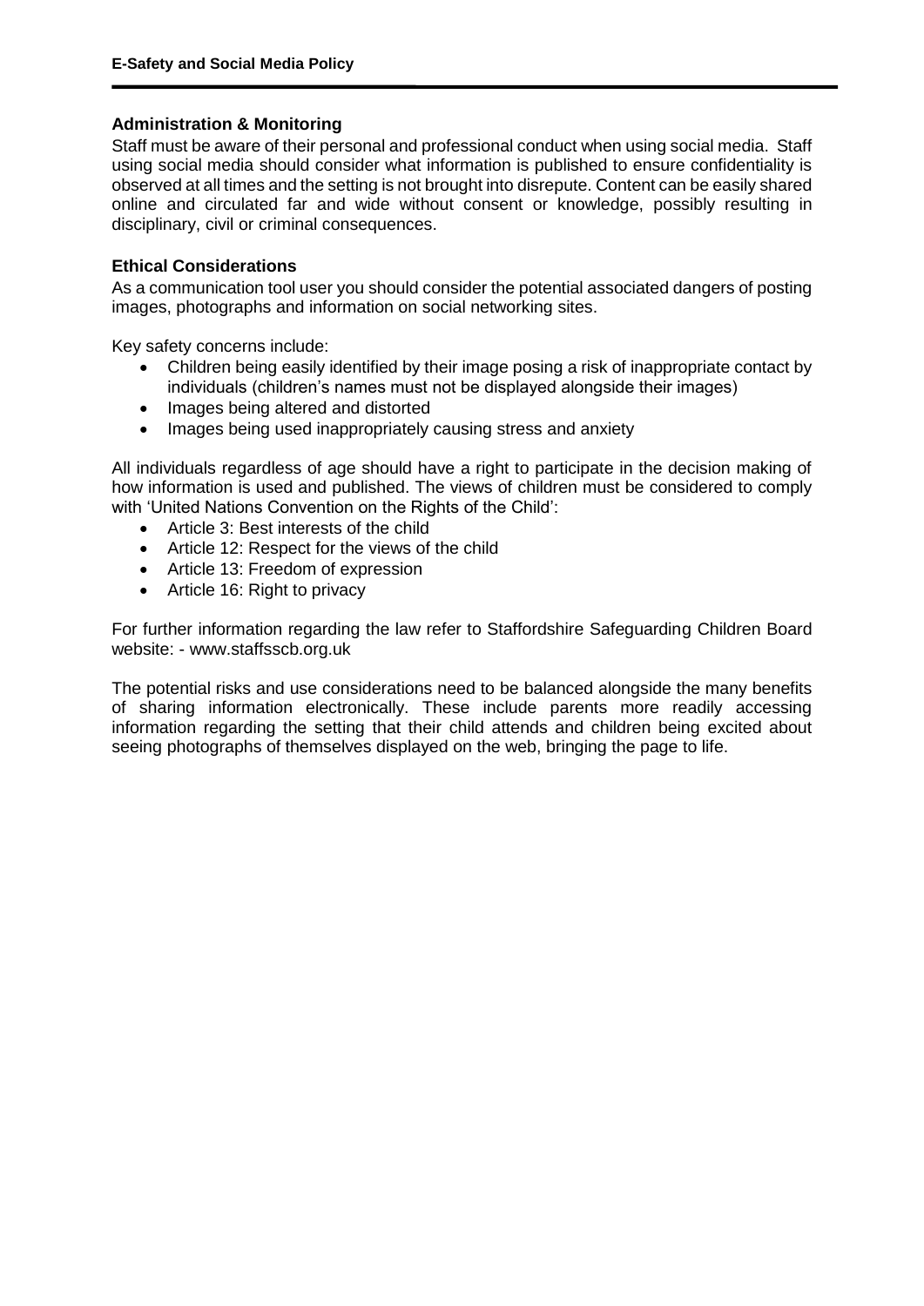## Administration & Monitoring

Staff must be aware of their personal and professional conduct when using social media. Staff using social media should consider what information is published to ensure confidentiality is observed at all times and the setting is not brought into disrepute. Content can be easily shared online and circulated far and wide without consent or knowledge, possibly resulting in disciplinary, civil or criminal consequences.

## Ethical Considerations

As a communication tool user you should consider the potential associated dangers of posting images, photographs and information on social networking sites.

Key safety concerns include:

- Children being easily identified by their image posing a risk of inappropriate contact by individuals (children's names must not be displayed alongside their images)
- Images being altered and distorted
- Images being used inappropriately causing stress and anxiety

All individuals regardless of age should have a right to participate in the decision making of how information is used and published. The views of children must be considered to comply with 'United Nations Convention on the Rights of the Child':

- Article 3: Best interests of the child
- Article 12: Respect for the views of the child
- Article 13: Freedom of expression
- Article 16: Right to privacy

For further information regarding the law refer to Staffordshire Safeguarding Children Board website: - www.staffsscb.org.uk

The potential risks and use considerations need to be balanced alongside the many benefits of sharing information electronically. These include parents more readily accessing information regarding the setting that their child attends and children being excited about seeing photographs of themselves displayed on the web, bringing the page to life.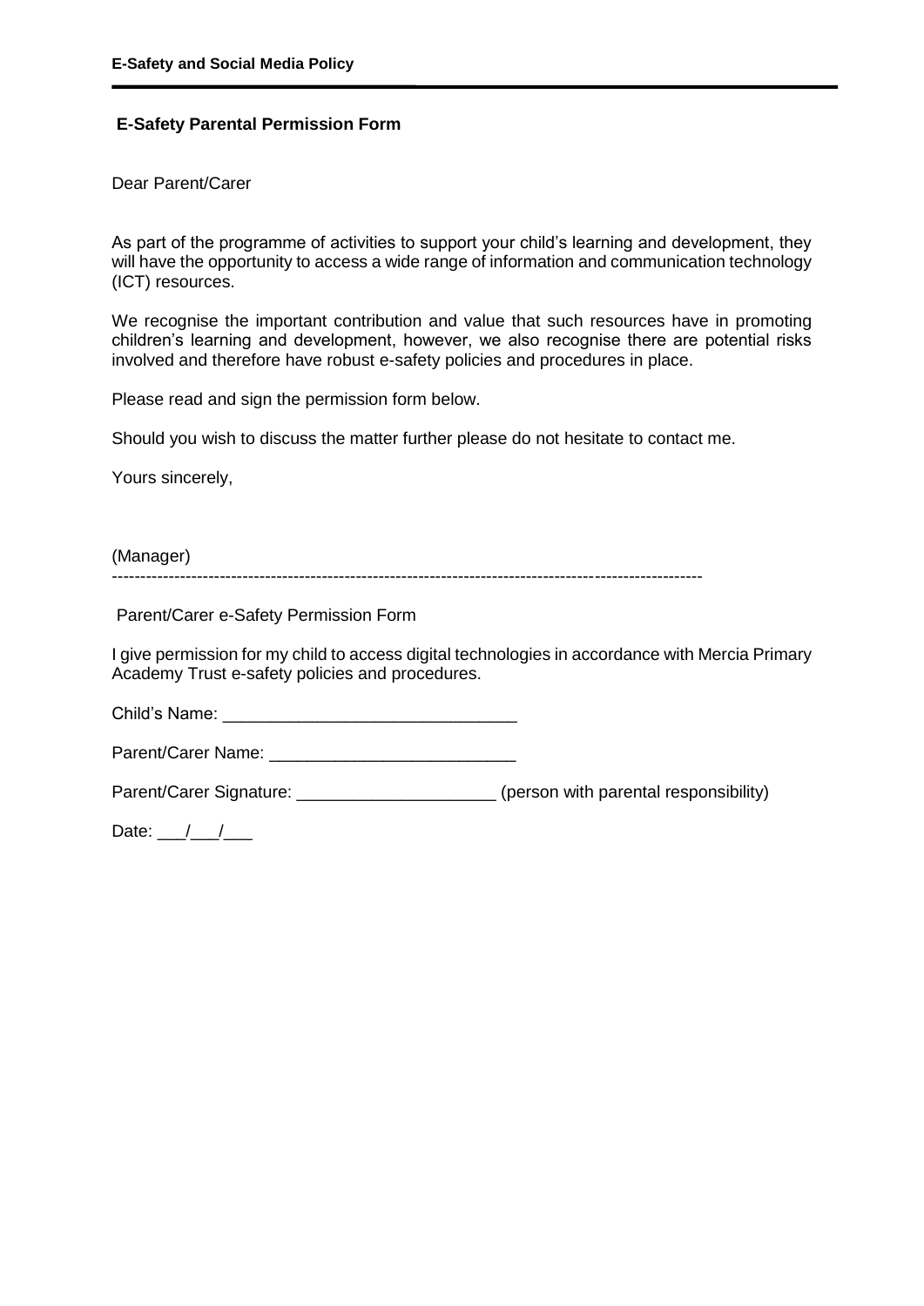## E-Safety Parental Permission Form

Dear Parent/Carer

As part of the programme of activities to support your child's learning and development, they will have the opportunity to access a wide range of information and communication technology (ICT) resources.

We recognise the important contribution and value that such resources have in promoting children's learning and development, however, we also recognise there are potential risks involved and therefore have robust e-safety policies and procedures in place.

Please read and sign the permission form below.

Should you wish to discuss the matter further please do not hesitate to contact me.

Yours sincerely,

(Manager)

---

Parent/Carer e-Safety Permission Form

I give permission for my child to access digital technologies in accordance with Mercia Primary Academy Trust e-safety policies and procedures.

Child's Name: ______________________________

Parent/Carer Name: _________________________

Parent/Carer Signature: ____________________ (person with parental responsibility)

Date: ___/___/___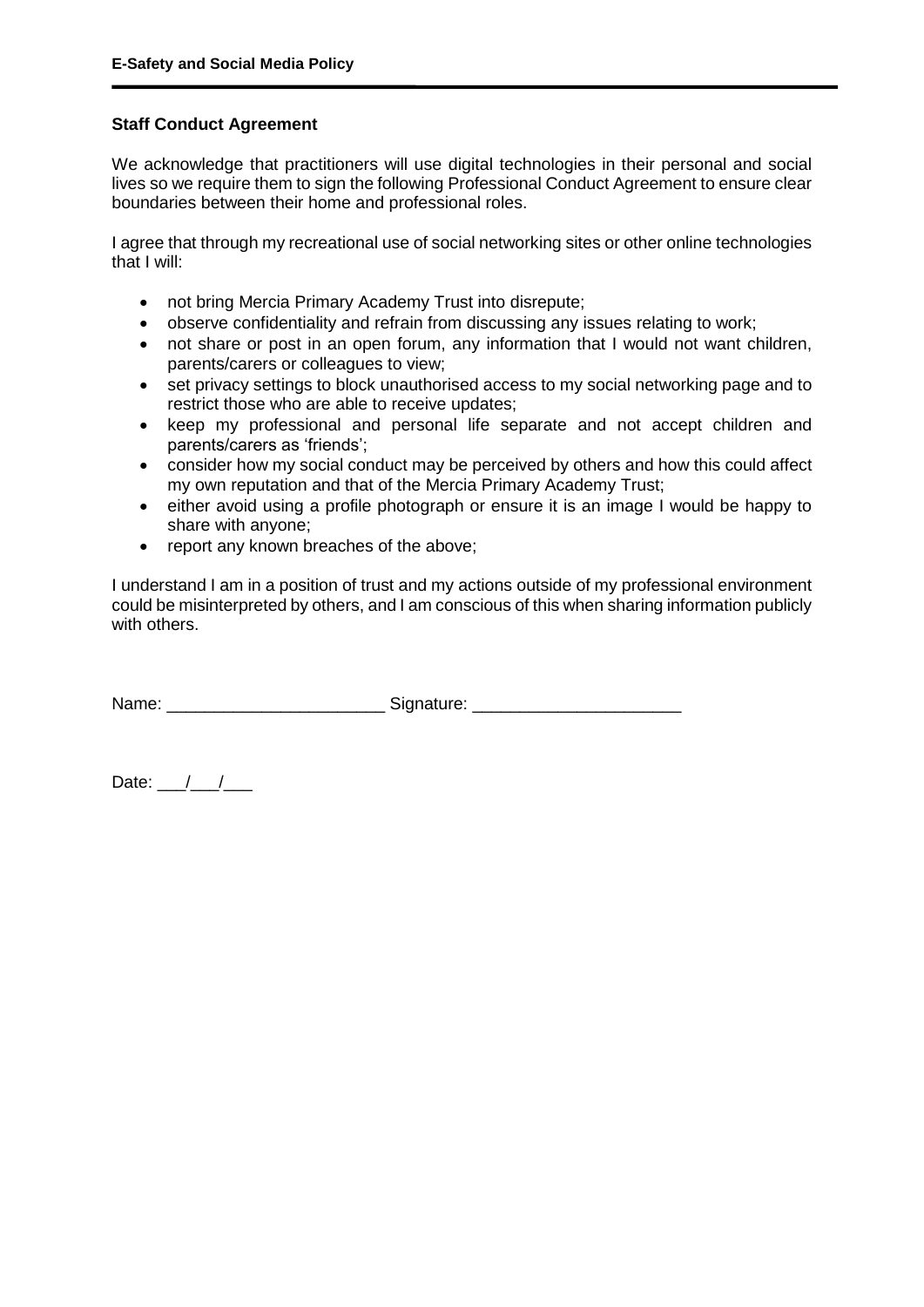## Staff Conduct Agreement

We acknowledge that practitioners will use digital technologies in their personal and social lives so we require them to sign the following Professional Conduct Agreement to ensure clear boundaries between their home and professional roles.

I agree that through my recreational use of social networking sites or other online technologies that I will:

- not bring Mercia Primary Academy Trust into disrepute;
- observe confidentiality and refrain from discussing any issues relating to work;
- not share or post in an open forum, any information that I would not want children, parents/carers or colleagues to view;
- set privacy settings to block unauthorised access to my social networking page and to restrict those who are able to receive updates;
- keep my professional and personal life separate and not accept children and parents/carers as 'friends';
- consider how my social conduct may be perceived by others and how this could affect my own reputation and that of the Mercia Primary Academy Trust;
- either avoid using a profile photograph or ensure it is an image I would be happy to share with anyone;
- report any known breaches of the above;

I understand I am in a position of trust and my actions outside of my professional environment could be misinterpreted by others, and I am conscious of this when sharing information publicly with others.

Name: _______________________ Signature: ______________________

Date: ___/___/___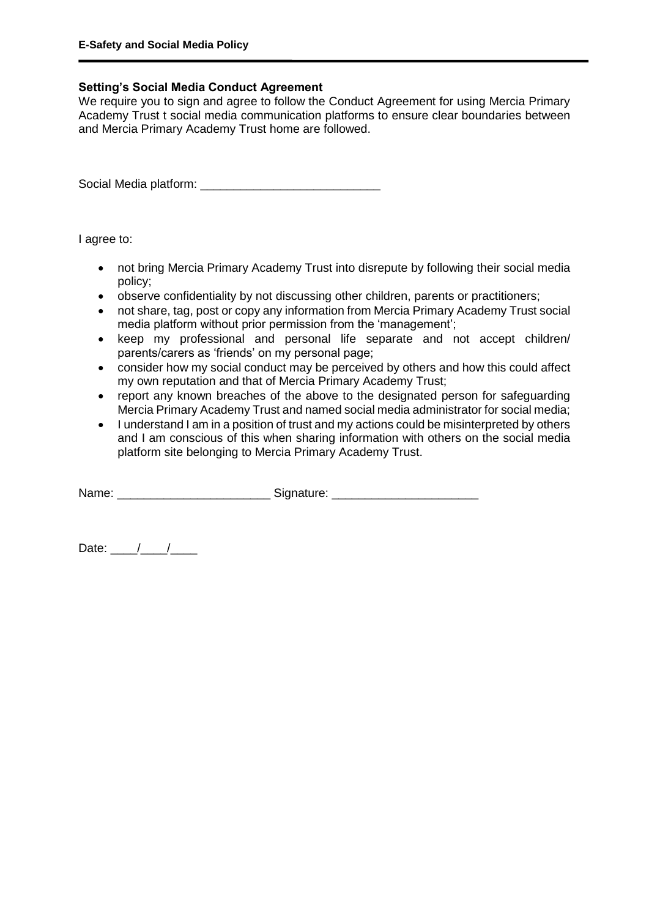**Setting's Social Media Conduct Agreement**

We require you to sign and agree to follow the Conduct Agreement for using Mercia Primary Academy Trust t social media communication platforms to ensure clear boundaries between and Mercia Primary Academy Trust home are followed.

Social Media platform: ___________________________

I agree to:

- not bring Mercia Primary Academy Trust into disrepute by following their social media policy;
- observe confidentiality by not discussing other children, parents or practitioners;
- not share, tag, post or copy any information from Mercia Primary Academy Trust social media platform without prior permission from the 'management';
- keep my professional and personal life separate and not accept children/ parents/carers as 'friends' on my personal page;
- consider how my social conduct may be perceived by others and how this could affect my own reputation and that of Mercia Primary Academy Trust;
- report any known breaches of the above to the designated person for safeguarding Mercia Primary Academy Trust and named social media administrator for social media;
- I understand I am in a position of trust and my actions could be misinterpreted by others and I am conscious of this when sharing information with others on the social media platform site belonging to Mercia Primary Academy Trust.

Name: _______________________ Signature: ______________________

Date: ____/____/____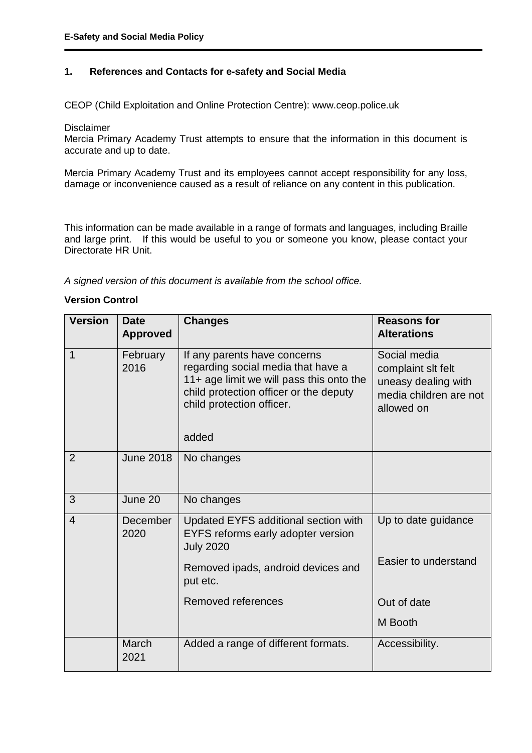## 1. References and Contacts for e-safety and Social Media

CEOP (Child Exploitation and Online Protection Centre): www.ceop.police.uk

Disclaimer
Mercia Primary Academy Trust attempts to ensure that the information in this document is accurate and up to date.

Mercia Primary Academy Trust and its employees cannot accept responsibility for any loss, damage or inconvenience caused as a result of reliance on any content in this publication.

This information can be made available in a range of formats and languages, including Braille and large print. If this would be useful to you or someone you know, please contact your Directorate HR Unit.

*A signed version of this document is available from the school office.*

**Version Control**

| Version | Date Approved | Changes | Reasons for Alterations |
|---|---|---|---|
| 1 | February 2016 | If any parents have concerns regarding social media that have a 11+ age limit we will pass this onto the child protection officer or the deputy child protection officer.<br><br>added | Social media complaint slt felt uneasy dealing with media children are not allowed on |
| 2 | June 2018 | No changes | |
| 3 | June 20 | No changes | |
| 4 | December 2020 | Updated EYFS additional section with EYFS reforms early adopter version July 2020<br><br>Removed ipads, android devices and put etc.<br><br>Removed references | Up to date guidance<br><br>Easier to understand<br><br>Out of date<br><br>M Booth |
| | March 2021 | Added a range of different formats. | Accessibility. |